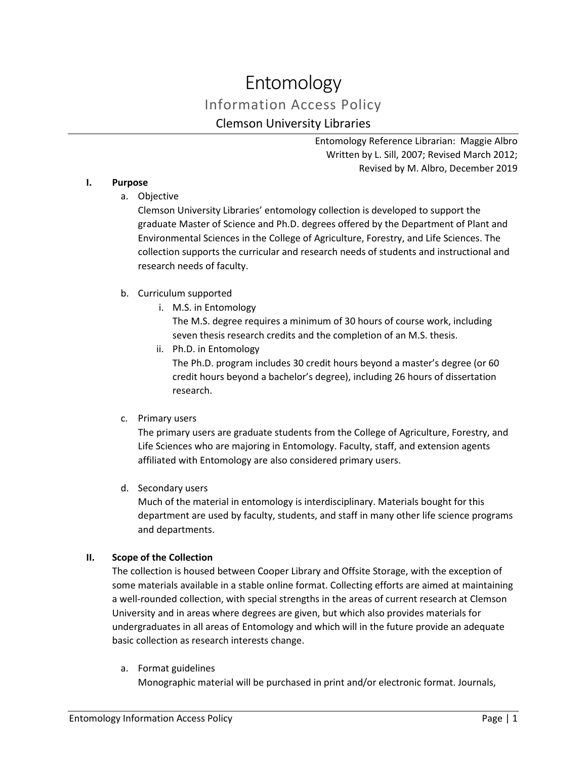# Entomology

## Information Access Policy

### Clemson University Libraries

Entomology Reference Librarian: Maggie Albro
Written by L. Sill, 2007; Revised March 2012;
Revised by M. Albro, December 2019

**I. Purpose**

a. Objective

Clemson University Libraries' entomology collection is developed to support the graduate Master of Science and Ph.D. degrees offered by the Department of Plant and Environmental Sciences in the College of Agriculture, Forestry, and Life Sciences. The collection supports the curricular and research needs of students and instructional and research needs of faculty.

b. Curriculum supported

i. M.S. in Entomology

The M.S. degree requires a minimum of 30 hours of course work, including seven thesis research credits and the completion of an M.S. thesis.

ii. Ph.D. in Entomology

The Ph.D. program includes 30 credit hours beyond a master's degree (or 60 credit hours beyond a bachelor's degree), including 26 hours of dissertation research.

c. Primary users

The primary users are graduate students from the College of Agriculture, Forestry, and Life Sciences who are majoring in Entomology. Faculty, staff, and extension agents affiliated with Entomology are also considered primary users.

d. Secondary users

Much of the material in entomology is interdisciplinary. Materials bought for this department are used by faculty, students, and staff in many other life science programs and departments.

**II. Scope of the Collection**

The collection is housed between Cooper Library and Offsite Storage, with the exception of some materials available in a stable online format. Collecting efforts are aimed at maintaining a well-rounded collection, with special strengths in the areas of current research at Clemson University and in areas where degrees are given, but which also provides materials for undergraduates in all areas of Entomology and which will in the future provide an adequate basic collection as research interests change.

a. Format guidelines

Monographic material will be purchased in print and/or electronic format. Journals,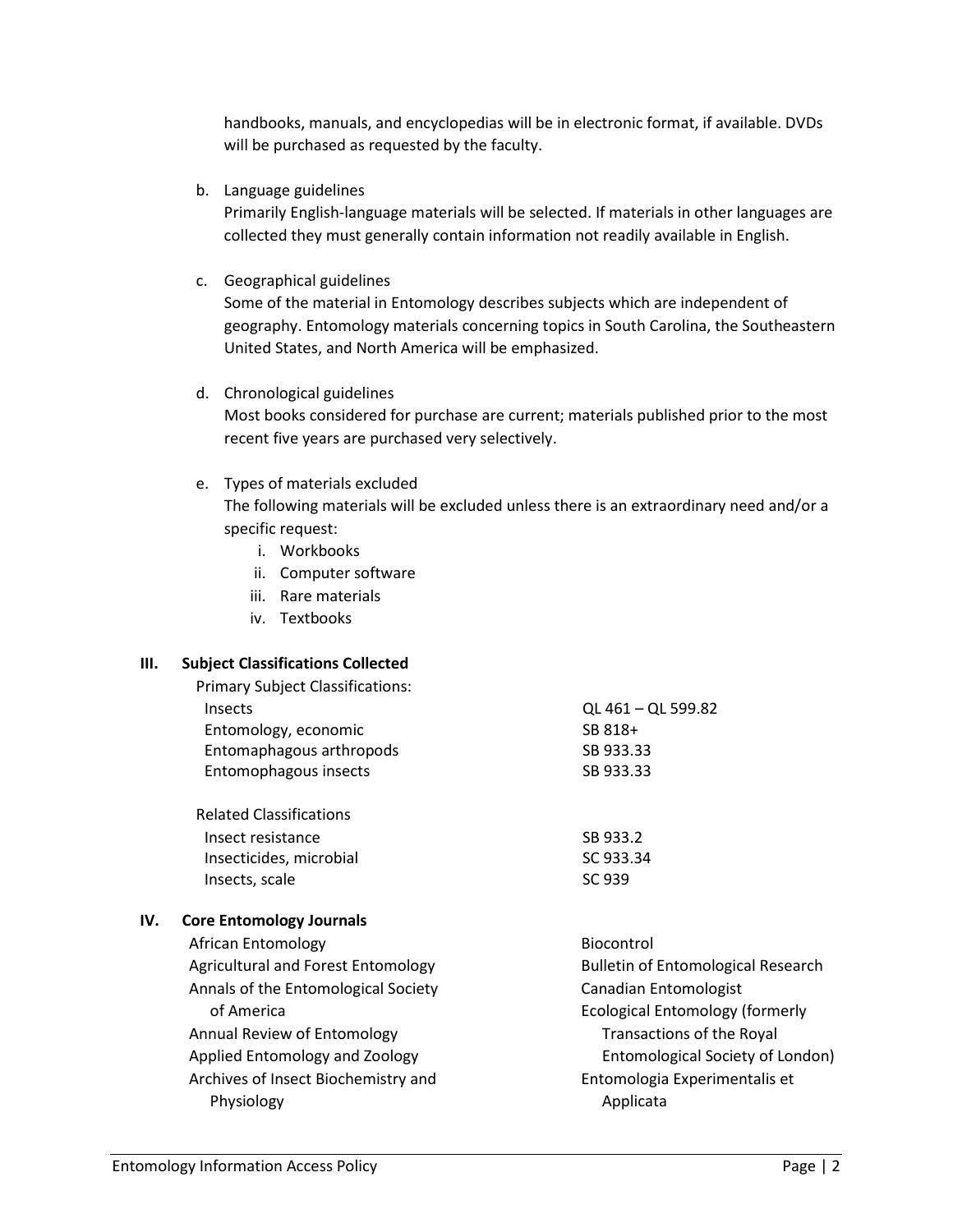handbooks, manuals, and encyclopedias will be in electronic format, if available. DVDs will be purchased as requested by the faculty.

b. Language guidelines
   Primarily English-language materials will be selected. If materials in other languages are collected they must generally contain information not readily available in English.

c. Geographical guidelines
   Some of the material in Entomology describes subjects which are independent of geography. Entomology materials concerning topics in South Carolina, the Southeastern United States, and North America will be emphasized.

d. Chronological guidelines
   Most books considered for purchase are current; materials published prior to the most recent five years are purchased very selectively.

e. Types of materials excluded
   The following materials will be excluded unless there is an extraordinary need and/or a specific request:
   i. Workbooks
   ii. Computer software
   iii. Rare materials
   iv. Textbooks

## III. Subject Classifications Collected

| Primary Subject Classifications: | |
|---|---|
| Insects | QL 461 – QL 599.82 |
| Entomology, economic | SB 818+ |
| Entomaphagous arthropods | SB 933.33 |
| Entomophagous insects | SB 933.33 |

| Related Classifications | |
|---|---|
| Insect resistance | SB 933.2 |
| Insecticides, microbial | SC 933.34 |
| Insects, scale | SC 939 |

## IV. Core Entomology Journals

- African Entomology
- Agricultural and Forest Entomology
- Annals of the Entomological Society of America
- Annual Review of Entomology
- Applied Entomology and Zoology
- Archives of Insect Biochemistry and Physiology
- Biocontrol
- Bulletin of Entomological Research
- Canadian Entomologist
- Ecological Entomology (formerly Transactions of the Royal Entomological Society of London)
- Entomologia Experimentalis et Applicata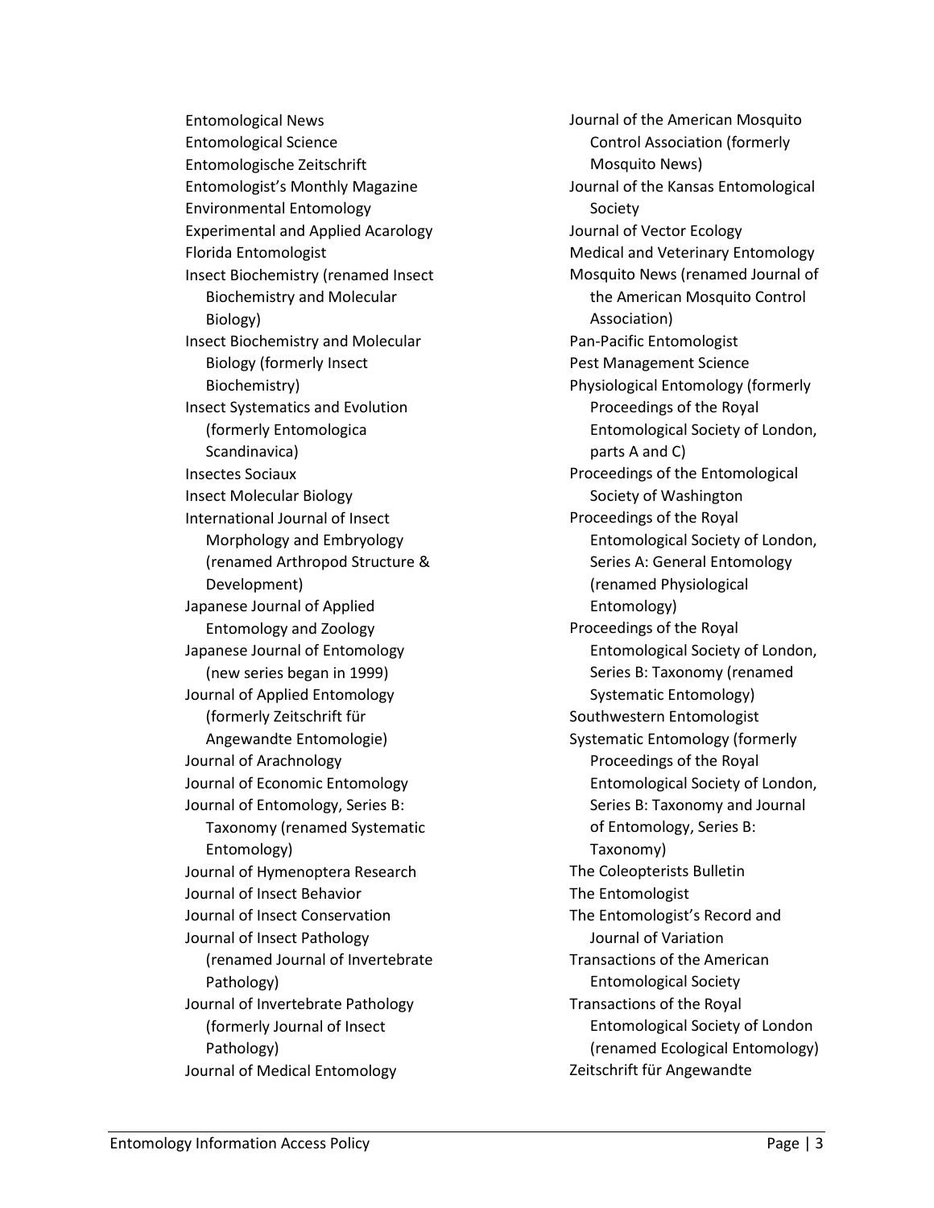Entomological News
Entomological Science
Entomologische Zeitschrift
Entomologist's Monthly Magazine
Environmental Entomology
Experimental and Applied Acarology
Florida Entomologist
Insect Biochemistry (renamed Insect Biochemistry and Molecular Biology)
Insect Biochemistry and Molecular Biology (formerly Insect Biochemistry)
Insect Systematics and Evolution (formerly Entomologica Scandinavica)
Insectes Sociaux
Insect Molecular Biology
International Journal of Insect Morphology and Embryology (renamed Arthropod Structure & Development)
Japanese Journal of Applied Entomology and Zoology
Japanese Journal of Entomology (new series began in 1999)
Journal of Applied Entomology (formerly Zeitschrift für Angewandte Entomologie)
Journal of Arachnology
Journal of Economic Entomology
Journal of Entomology, Series B: Taxonomy (renamed Systematic Entomology)
Journal of Hymenoptera Research
Journal of Insect Behavior
Journal of Insect Conservation
Journal of Insect Pathology (renamed Journal of Invertebrate Pathology)
Journal of Invertebrate Pathology (formerly Journal of Insect Pathology)
Journal of Medical Entomology
Journal of the American Mosquito Control Association (formerly Mosquito News)
Journal of the Kansas Entomological Society
Journal of Vector Ecology
Medical and Veterinary Entomology
Mosquito News (renamed Journal of the American Mosquito Control Association)
Pan-Pacific Entomologist
Pest Management Science
Physiological Entomology (formerly Proceedings of the Royal Entomological Society of London, parts A and C)
Proceedings of the Entomological Society of Washington
Proceedings of the Royal Entomological Society of London, Series A: General Entomology (renamed Physiological Entomology)
Proceedings of the Royal Entomological Society of London, Series B: Taxonomy (renamed Systematic Entomology)
Southwestern Entomologist
Systematic Entomology (formerly Proceedings of the Royal Entomological Society of London, Series B: Taxonomy and Journal of Entomology, Series B: Taxonomy)
The Coleopterists Bulletin
The Entomologist
The Entomologist's Record and Journal of Variation
Transactions of the American Entomological Society
Transactions of the Royal Entomological Society of London (renamed Ecological Entomology)
Zeitschrift für Angewandte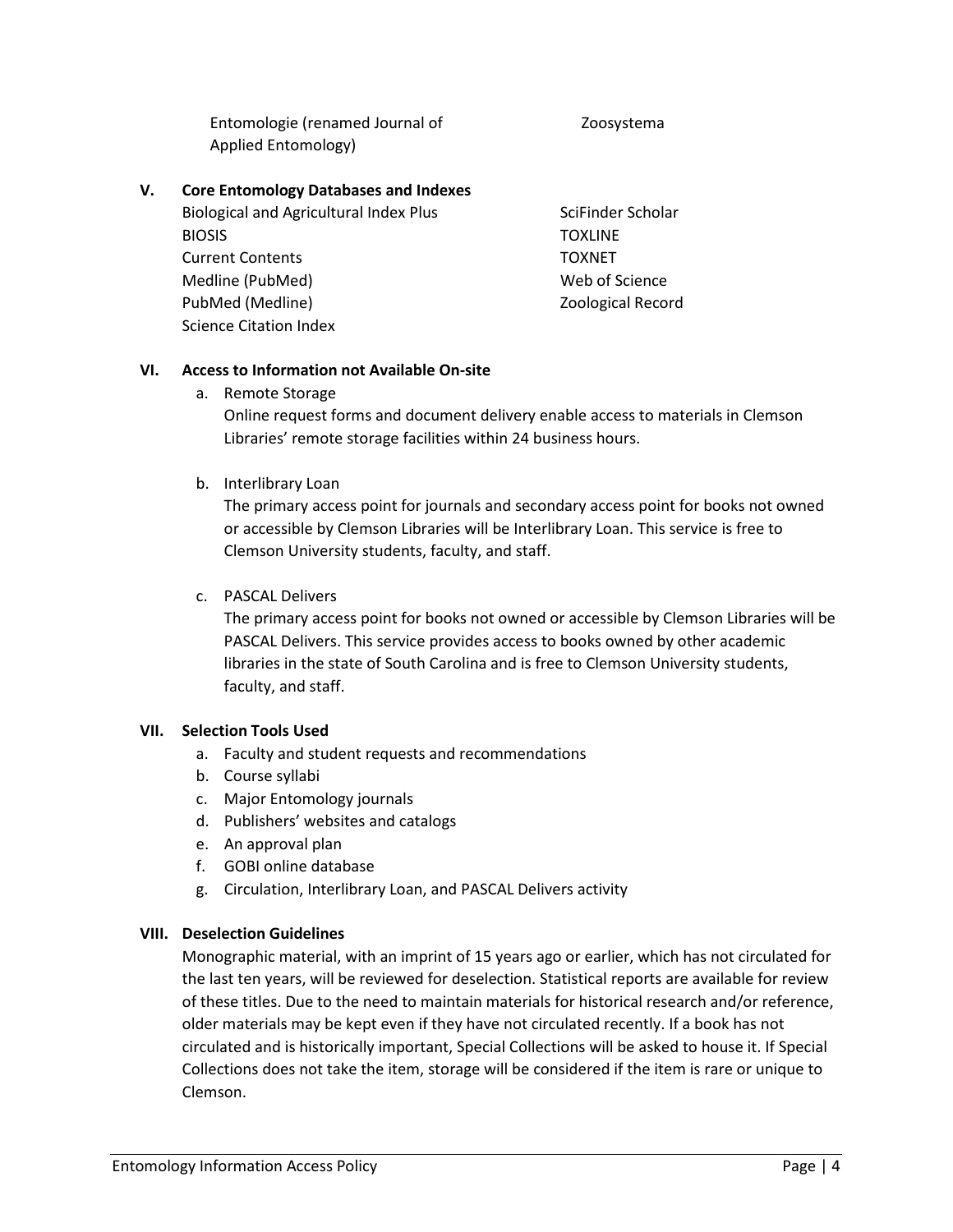Entomologie (renamed Journal of Applied Entomology)

Zoosystema

## V. Core Entomology Databases and Indexes

Biological and Agricultural Index Plus
BIOSIS
Current Contents
Medline (PubMed)
PubMed (Medline)
Science Citation Index
SciFinder Scholar
TOXLINE
TOXNET
Web of Science
Zoological Record

## VI. Access to Information not Available On-site

a. Remote Storage

Online request forms and document delivery enable access to materials in Clemson Libraries' remote storage facilities within 24 business hours.

b. Interlibrary Loan

The primary access point for journals and secondary access point for books not owned or accessible by Clemson Libraries will be Interlibrary Loan. This service is free to Clemson University students, faculty, and staff.

c. PASCAL Delivers

The primary access point for books not owned or accessible by Clemson Libraries will be PASCAL Delivers. This service provides access to books owned by other academic libraries in the state of South Carolina and is free to Clemson University students, faculty, and staff.

## VII. Selection Tools Used

a. Faculty and student requests and recommendations
b. Course syllabi
c. Major Entomology journals
d. Publishers' websites and catalogs
e. An approval plan
f. GOBI online database
g. Circulation, Interlibrary Loan, and PASCAL Delivers activity

## VIII. Deselection Guidelines

Monographic material, with an imprint of 15 years ago or earlier, which has not circulated for the last ten years, will be reviewed for deselection. Statistical reports are available for review of these titles. Due to the need to maintain materials for historical research and/or reference, older materials may be kept even if they have not circulated recently. If a book has not circulated and is historically important, Special Collections will be asked to house it. If Special Collections does not take the item, storage will be considered if the item is rare or unique to Clemson.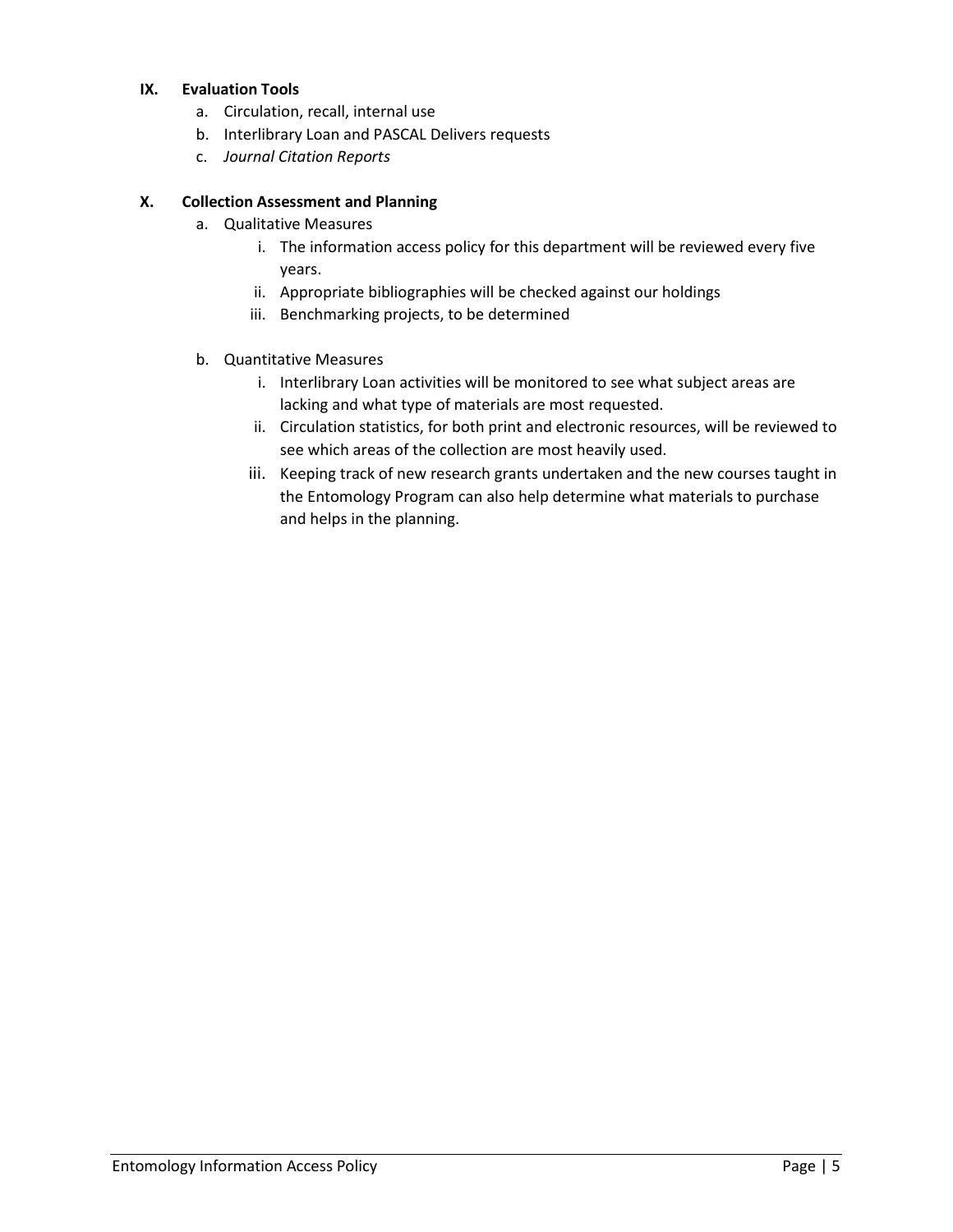## IX. Evaluation Tools

a. Circulation, recall, internal use
b. Interlibrary Loan and PASCAL Delivers requests
c. *Journal Citation Reports*

## X. Collection Assessment and Planning

a. Qualitative Measures
    i. The information access policy for this department will be reviewed every five years.
    ii. Appropriate bibliographies will be checked against our holdings
    iii. Benchmarking projects, to be determined

b. Quantitative Measures
    i. Interlibrary Loan activities will be monitored to see what subject areas are lacking and what type of materials are most requested.
    ii. Circulation statistics, for both print and electronic resources, will be reviewed to see which areas of the collection are most heavily used.
    iii. Keeping track of new research grants undertaken and the new courses taught in the Entomology Program can also help determine what materials to purchase and helps in the planning.